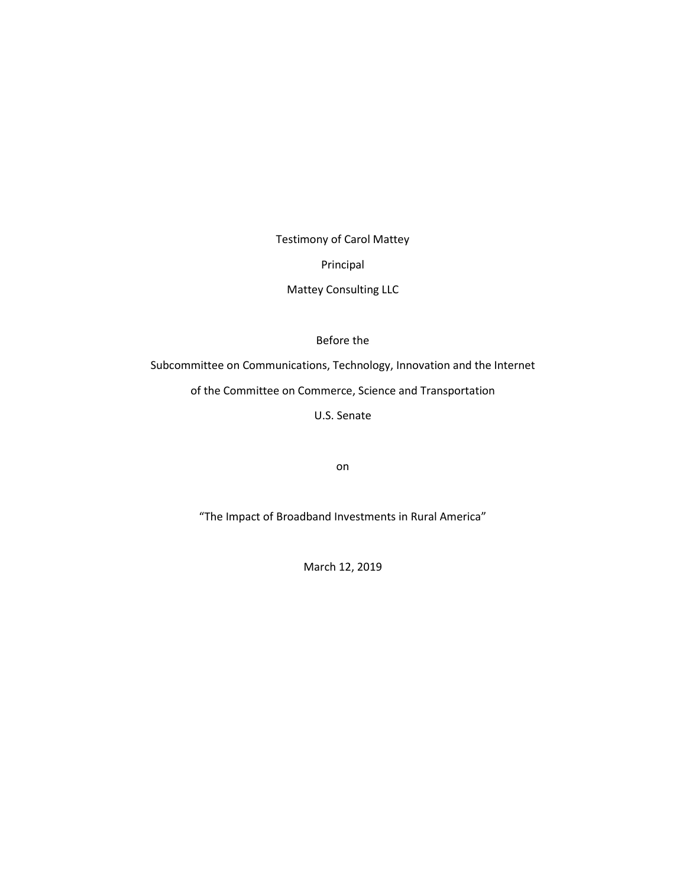Testimony of Carol Mattey

Principal

Mattey Consulting LLC

Before the

Subcommittee on Communications, Technology, Innovation and the Internet

of the Committee on Commerce, Science and Transportation

U.S. Senate

on

"The Impact of Broadband Investments in Rural America"

March 12, 2019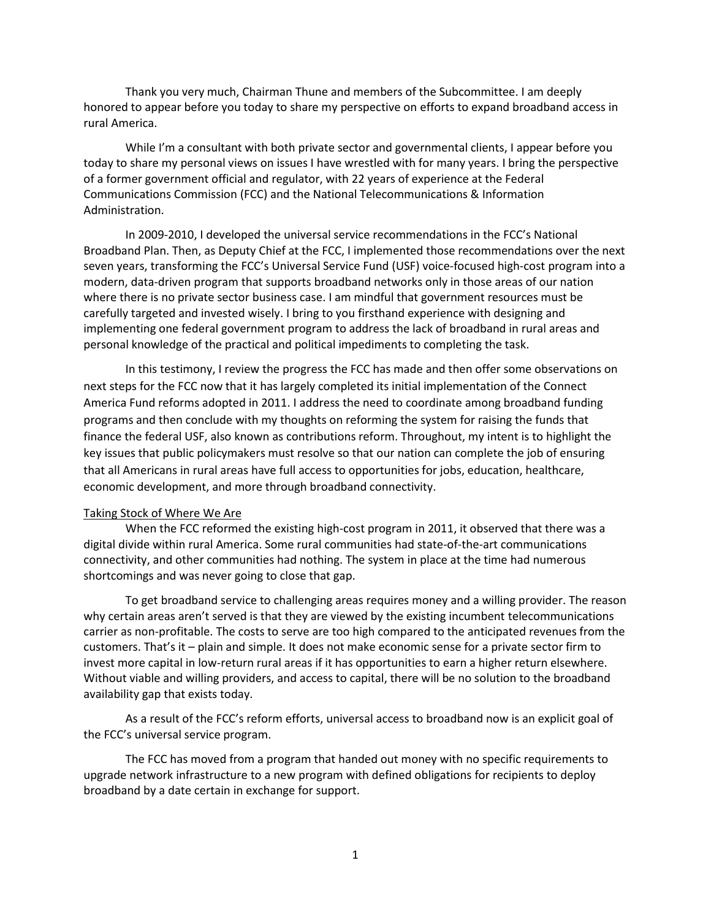Thank you very much, Chairman Thune and members of the Subcommittee. I am deeply honored to appear before you today to share my perspective on efforts to expand broadband access in rural America.

While I'm a consultant with both private sector and governmental clients, I appear before you today to share my personal views on issues I have wrestled with for many years. I bring the perspective of a former government official and regulator, with 22 years of experience at the Federal Communications Commission (FCC) and the National Telecommunications & Information Administration.

In 2009-2010, I developed the universal service recommendations in the FCC's National Broadband Plan. Then, as Deputy Chief at the FCC, I implemented those recommendations over the next seven years, transforming the FCC's Universal Service Fund (USF) voice-focused high-cost program into a modern, data-driven program that supports broadband networks only in those areas of our nation where there is no private sector business case. I am mindful that government resources must be carefully targeted and invested wisely. I bring to you firsthand experience with designing and implementing one federal government program to address the lack of broadband in rural areas and personal knowledge of the practical and political impediments to completing the task.

In this testimony, I review the progress the FCC has made and then offer some observations on next steps for the FCC now that it has largely completed its initial implementation of the Connect America Fund reforms adopted in 2011. I address the need to coordinate among broadband funding programs and then conclude with my thoughts on reforming the system for raising the funds that finance the federal USF, also known as contributions reform. Throughout, my intent is to highlight the key issues that public policymakers must resolve so that our nation can complete the job of ensuring that all Americans in rural areas have full access to opportunities for jobs, education, healthcare, economic development, and more through broadband connectivity.

## Taking Stock of Where We Are

When the FCC reformed the existing high-cost program in 2011, it observed that there was a digital divide within rural America. Some rural communities had state-of-the-art communications connectivity, and other communities had nothing. The system in place at the time had numerous shortcomings and was never going to close that gap.

To get broadband service to challenging areas requires money and a willing provider. The reason why certain areas aren't served is that they are viewed by the existing incumbent telecommunications carrier as non-profitable. The costs to serve are too high compared to the anticipated revenues from the customers. That's it – plain and simple. It does not make economic sense for a private sector firm to invest more capital in low-return rural areas if it has opportunities to earn a higher return elsewhere. Without viable and willing providers, and access to capital, there will be no solution to the broadband availability gap that exists today.

As a result of the FCC's reform efforts, universal access to broadband now is an explicit goal of the FCC's universal service program.

The FCC has moved from a program that handed out money with no specific requirements to upgrade network infrastructure to a new program with defined obligations for recipients to deploy broadband by a date certain in exchange for support.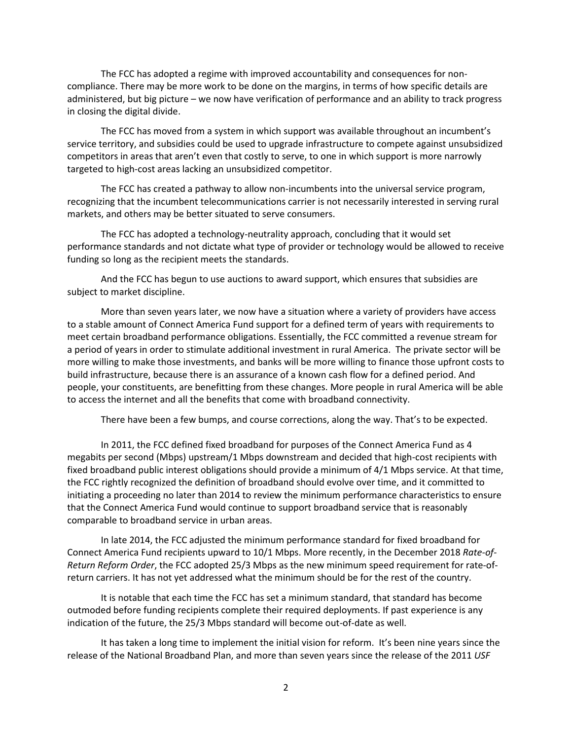The FCC has adopted a regime with improved accountability and consequences for non-compliance. There may be more work to be done on the margins, in terms of how specific details are administered, but big picture – we now have verification of performance and an ability to track progress in closing the digital divide.

The FCC has moved from a system in which support was available throughout an incumbent's service territory, and subsidies could be used to upgrade infrastructure to compete against unsubsidized competitors in areas that aren't even that costly to serve, to one in which support is more narrowly targeted to high-cost areas lacking an unsubsidized competitor.

The FCC has created a pathway to allow non-incumbents into the universal service program, recognizing that the incumbent telecommunications carrier is not necessarily interested in serving rural markets, and others may be better situated to serve consumers.

The FCC has adopted a technology-neutrality approach, concluding that it would set performance standards and not dictate what type of provider or technology would be allowed to receive funding so long as the recipient meets the standards.

And the FCC has begun to use auctions to award support, which ensures that subsidies are subject to market discipline.

More than seven years later, we now have a situation where a variety of providers have access to a stable amount of Connect America Fund support for a defined term of years with requirements to meet certain broadband performance obligations. Essentially, the FCC committed a revenue stream for a period of years in order to stimulate additional investment in rural America. The private sector will be more willing to make those investments, and banks will be more willing to finance those upfront costs to build infrastructure, because there is an assurance of a known cash flow for a defined period. And people, your constituents, are benefitting from these changes. More people in rural America will be able to access the internet and all the benefits that come with broadband connectivity.

There have been a few bumps, and course corrections, along the way. That's to be expected.

In 2011, the FCC defined fixed broadband for purposes of the Connect America Fund as 4 megabits per second (Mbps) upstream/1 Mbps downstream and decided that high-cost recipients with fixed broadband public interest obligations should provide a minimum of 4/1 Mbps service. At that time, the FCC rightly recognized the definition of broadband should evolve over time, and it committed to initiating a proceeding no later than 2014 to review the minimum performance characteristics to ensure that the Connect America Fund would continue to support broadband service that is reasonably comparable to broadband service in urban areas.

In late 2014, the FCC adjusted the minimum performance standard for fixed broadband for Connect America Fund recipients upward to 10/1 Mbps. More recently, in the December 2018 *Rate-of-Return Reform Order*, the FCC adopted 25/3 Mbps as the new minimum speed requirement for rate-of-return carriers. It has not yet addressed what the minimum should be for the rest of the country.

It is notable that each time the FCC has set a minimum standard, that standard has become outmoded before funding recipients complete their required deployments. If past experience is any indication of the future, the 25/3 Mbps standard will become out-of-date as well.

It has taken a long time to implement the initial vision for reform. It's been nine years since the release of the National Broadband Plan, and more than seven years since the release of the 2011 *USF*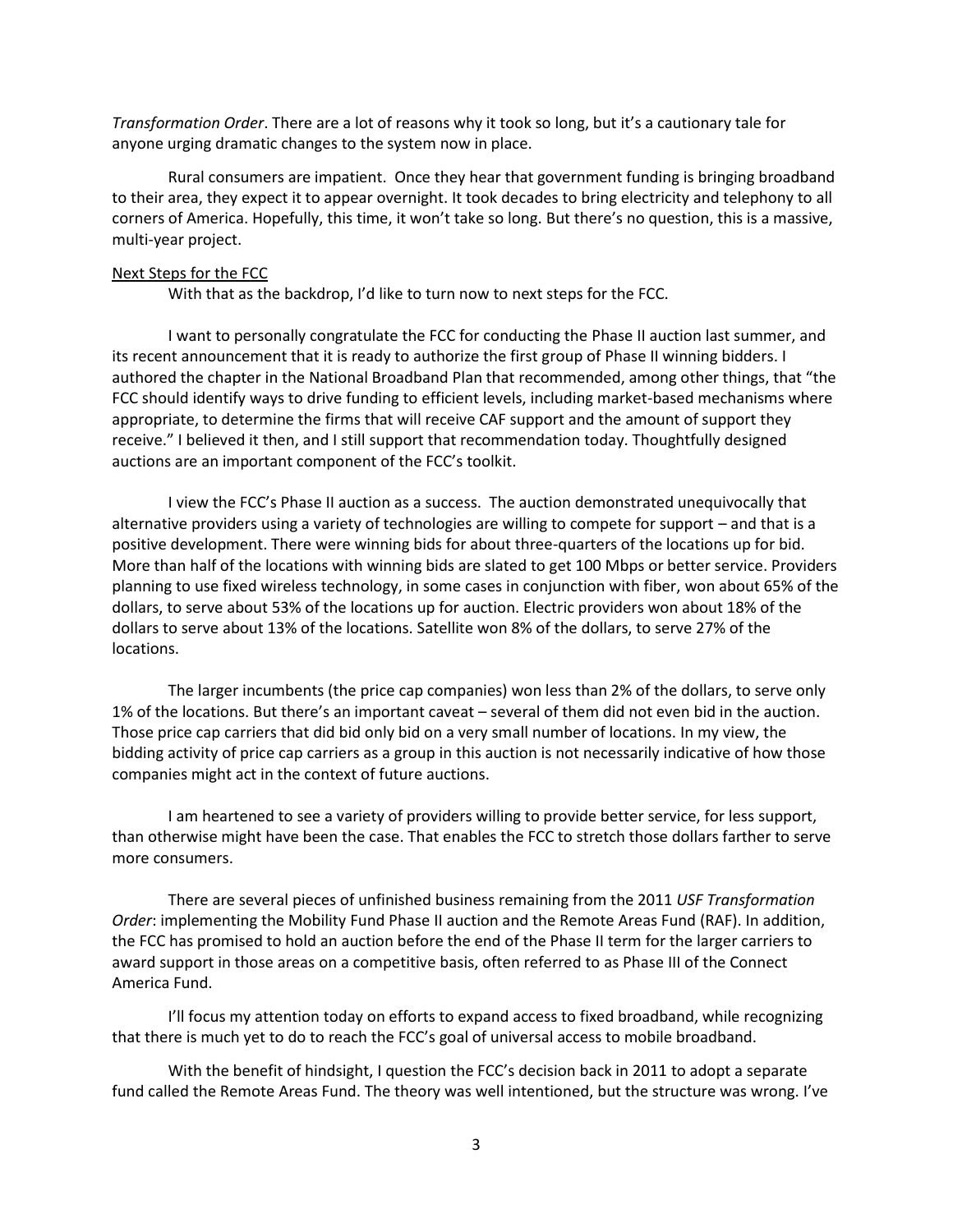*Transformation Order*. There are a lot of reasons why it took so long, but it's a cautionary tale for anyone urging dramatic changes to the system now in place.

Rural consumers are impatient. Once they hear that government funding is bringing broadband to their area, they expect it to appear overnight. It took decades to bring electricity and telephony to all corners of America. Hopefully, this time, it won't take so long. But there's no question, this is a massive, multi-year project.

## Next Steps for the FCC

With that as the backdrop, I'd like to turn now to next steps for the FCC.

I want to personally congratulate the FCC for conducting the Phase II auction last summer, and its recent announcement that it is ready to authorize the first group of Phase II winning bidders. I authored the chapter in the National Broadband Plan that recommended, among other things, that "the FCC should identify ways to drive funding to efficient levels, including market-based mechanisms where appropriate, to determine the firms that will receive CAF support and the amount of support they receive." I believed it then, and I still support that recommendation today. Thoughtfully designed auctions are an important component of the FCC's toolkit.

I view the FCC's Phase II auction as a success. The auction demonstrated unequivocally that alternative providers using a variety of technologies are willing to compete for support – and that is a positive development. There were winning bids for about three-quarters of the locations up for bid. More than half of the locations with winning bids are slated to get 100 Mbps or better service. Providers planning to use fixed wireless technology, in some cases in conjunction with fiber, won about 65% of the dollars, to serve about 53% of the locations up for auction. Electric providers won about 18% of the dollars to serve about 13% of the locations. Satellite won 8% of the dollars, to serve 27% of the locations.

The larger incumbents (the price cap companies) won less than 2% of the dollars, to serve only 1% of the locations. But there's an important caveat – several of them did not even bid in the auction. Those price cap carriers that did bid only bid on a very small number of locations. In my view, the bidding activity of price cap carriers as a group in this auction is not necessarily indicative of how those companies might act in the context of future auctions.

I am heartened to see a variety of providers willing to provide better service, for less support, than otherwise might have been the case. That enables the FCC to stretch those dollars farther to serve more consumers.

There are several pieces of unfinished business remaining from the 2011 *USF Transformation Order*: implementing the Mobility Fund Phase II auction and the Remote Areas Fund (RAF). In addition, the FCC has promised to hold an auction before the end of the Phase II term for the larger carriers to award support in those areas on a competitive basis, often referred to as Phase III of the Connect America Fund.

I'll focus my attention today on efforts to expand access to fixed broadband, while recognizing that there is much yet to do to reach the FCC's goal of universal access to mobile broadband.

With the benefit of hindsight, I question the FCC's decision back in 2011 to adopt a separate fund called the Remote Areas Fund. The theory was well intentioned, but the structure was wrong. I've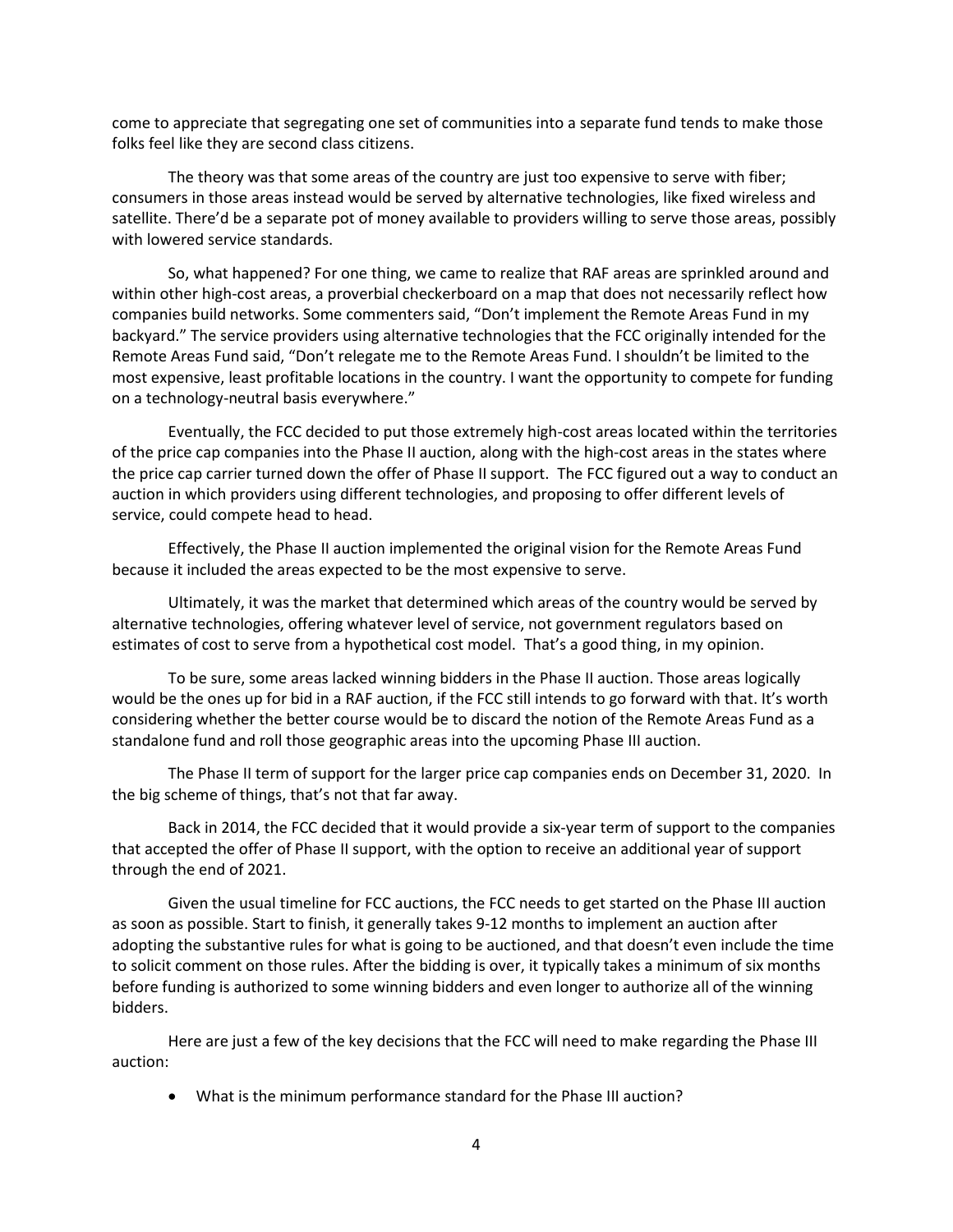come to appreciate that segregating one set of communities into a separate fund tends to make those folks feel like they are second class citizens.

The theory was that some areas of the country are just too expensive to serve with fiber; consumers in those areas instead would be served by alternative technologies, like fixed wireless and satellite. There'd be a separate pot of money available to providers willing to serve those areas, possibly with lowered service standards.

So, what happened? For one thing, we came to realize that RAF areas are sprinkled around and within other high-cost areas, a proverbial checkerboard on a map that does not necessarily reflect how companies build networks. Some commenters said, "Don't implement the Remote Areas Fund in my backyard." The service providers using alternative technologies that the FCC originally intended for the Remote Areas Fund said, "Don't relegate me to the Remote Areas Fund. I shouldn't be limited to the most expensive, least profitable locations in the country. I want the opportunity to compete for funding on a technology-neutral basis everywhere."

Eventually, the FCC decided to put those extremely high-cost areas located within the territories of the price cap companies into the Phase II auction, along with the high-cost areas in the states where the price cap carrier turned down the offer of Phase II support. The FCC figured out a way to conduct an auction in which providers using different technologies, and proposing to offer different levels of service, could compete head to head.

Effectively, the Phase II auction implemented the original vision for the Remote Areas Fund because it included the areas expected to be the most expensive to serve.

Ultimately, it was the market that determined which areas of the country would be served by alternative technologies, offering whatever level of service, not government regulators based on estimates of cost to serve from a hypothetical cost model. That's a good thing, in my opinion.

To be sure, some areas lacked winning bidders in the Phase II auction. Those areas logically would be the ones up for bid in a RAF auction, if the FCC still intends to go forward with that. It's worth considering whether the better course would be to discard the notion of the Remote Areas Fund as a standalone fund and roll those geographic areas into the upcoming Phase III auction.

The Phase II term of support for the larger price cap companies ends on December 31, 2020. In the big scheme of things, that's not that far away.

Back in 2014, the FCC decided that it would provide a six-year term of support to the companies that accepted the offer of Phase II support, with the option to receive an additional year of support through the end of 2021.

Given the usual timeline for FCC auctions, the FCC needs to get started on the Phase III auction as soon as possible. Start to finish, it generally takes 9-12 months to implement an auction after adopting the substantive rules for what is going to be auctioned, and that doesn't even include the time to solicit comment on those rules. After the bidding is over, it typically takes a minimum of six months before funding is authorized to some winning bidders and even longer to authorize all of the winning bidders.

Here are just a few of the key decisions that the FCC will need to make regarding the Phase III auction:

- What is the minimum performance standard for the Phase III auction?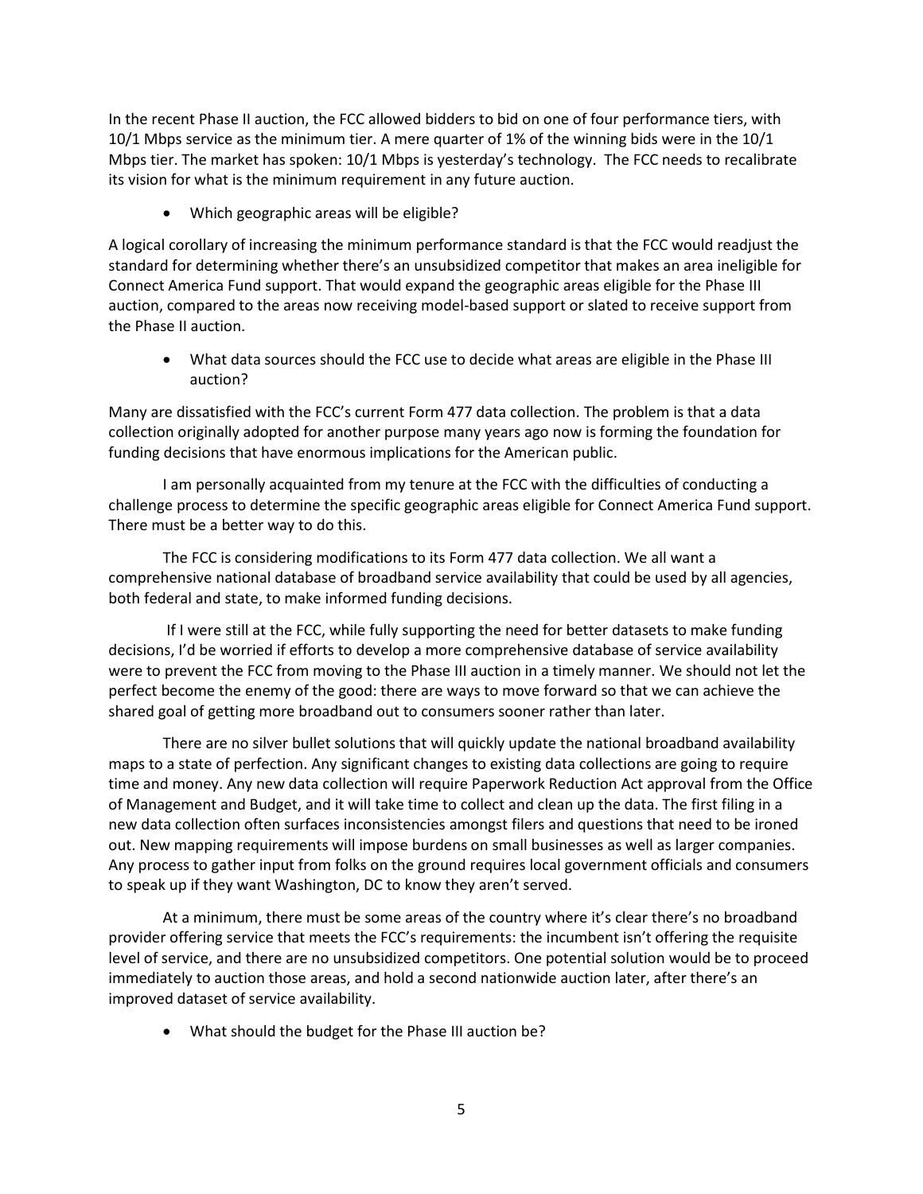In the recent Phase II auction, the FCC allowed bidders to bid on one of four performance tiers, with 10/1 Mbps service as the minimum tier. A mere quarter of 1% of the winning bids were in the 10/1 Mbps tier. The market has spoken: 10/1 Mbps is yesterday's technology. The FCC needs to recalibrate its vision for what is the minimum requirement in any future auction.

- Which geographic areas will be eligible?

A logical corollary of increasing the minimum performance standard is that the FCC would readjust the standard for determining whether there's an unsubsidized competitor that makes an area ineligible for Connect America Fund support. That would expand the geographic areas eligible for the Phase III auction, compared to the areas now receiving model-based support or slated to receive support from the Phase II auction.

- What data sources should the FCC use to decide what areas are eligible in the Phase III auction?

Many are dissatisfied with the FCC's current Form 477 data collection. The problem is that a data collection originally adopted for another purpose many years ago now is forming the foundation for funding decisions that have enormous implications for the American public.

I am personally acquainted from my tenure at the FCC with the difficulties of conducting a challenge process to determine the specific geographic areas eligible for Connect America Fund support. There must be a better way to do this.

The FCC is considering modifications to its Form 477 data collection. We all want a comprehensive national database of broadband service availability that could be used by all agencies, both federal and state, to make informed funding decisions.

If I were still at the FCC, while fully supporting the need for better datasets to make funding decisions, I'd be worried if efforts to develop a more comprehensive database of service availability were to prevent the FCC from moving to the Phase III auction in a timely manner. We should not let the perfect become the enemy of the good: there are ways to move forward so that we can achieve the shared goal of getting more broadband out to consumers sooner rather than later.

There are no silver bullet solutions that will quickly update the national broadband availability maps to a state of perfection. Any significant changes to existing data collections are going to require time and money. Any new data collection will require Paperwork Reduction Act approval from the Office of Management and Budget, and it will take time to collect and clean up the data. The first filing in a new data collection often surfaces inconsistencies amongst filers and questions that need to be ironed out. New mapping requirements will impose burdens on small businesses as well as larger companies. Any process to gather input from folks on the ground requires local government officials and consumers to speak up if they want Washington, DC to know they aren't served.

At a minimum, there must be some areas of the country where it's clear there's no broadband provider offering service that meets the FCC's requirements: the incumbent isn't offering the requisite level of service, and there are no unsubsidized competitors. One potential solution would be to proceed immediately to auction those areas, and hold a second nationwide auction later, after there's an improved dataset of service availability.

- What should the budget for the Phase III auction be?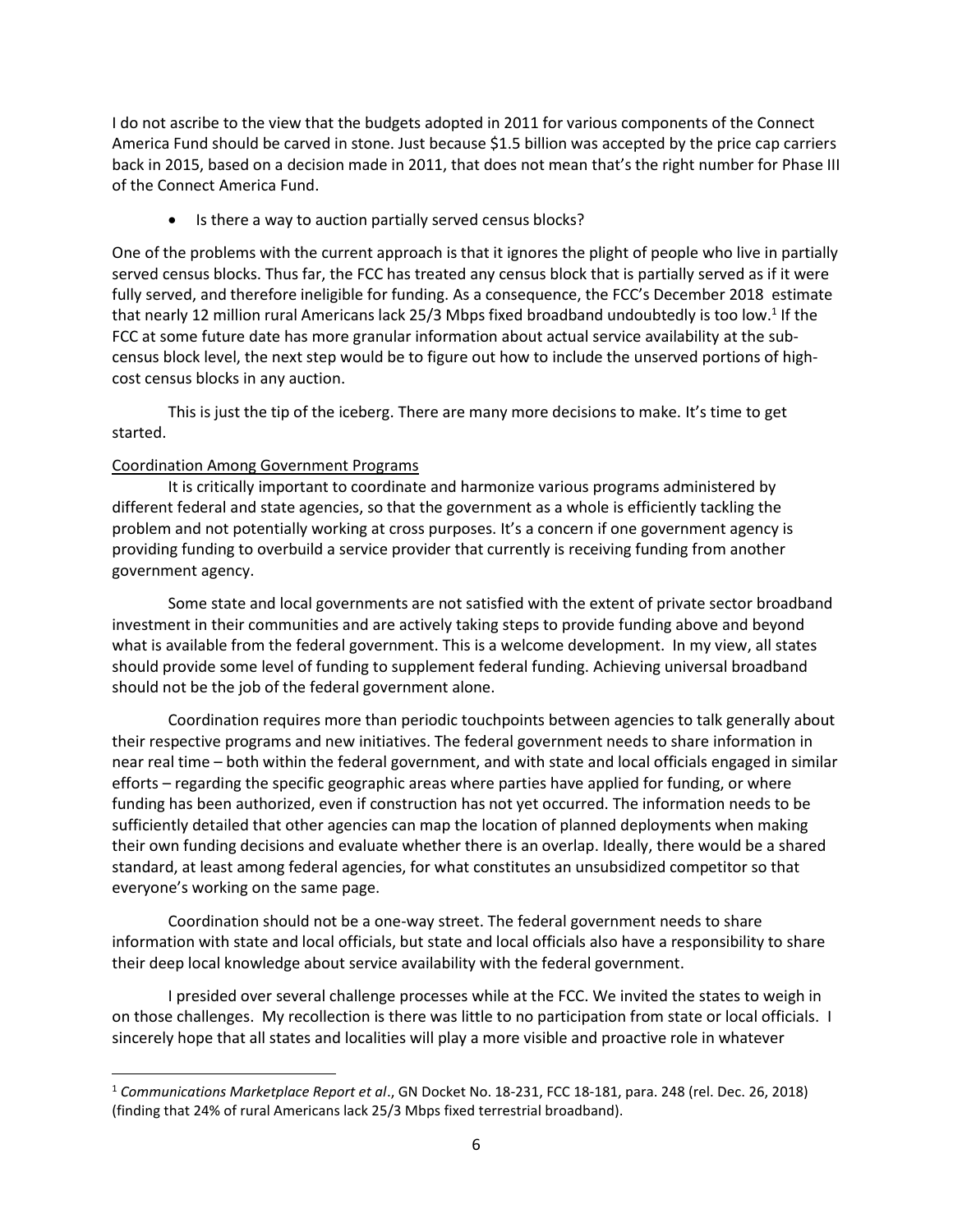I do not ascribe to the view that the budgets adopted in 2011 for various components of the Connect America Fund should be carved in stone. Just because $1.5 billion was accepted by the price cap carriers back in 2015, based on a decision made in 2011, that does not mean that's the right number for Phase III of the Connect America Fund.

- Is there a way to auction partially served census blocks?

One of the problems with the current approach is that it ignores the plight of people who live in partially served census blocks. Thus far, the FCC has treated any census block that is partially served as if it were fully served, and therefore ineligible for funding. As a consequence, the FCC's December 2018 estimate that nearly 12 million rural Americans lack 25/3 Mbps fixed broadband undoubtedly is too low.[1] If the FCC at some future date has more granular information about actual service availability at the sub-census block level, the next step would be to figure out how to include the unserved portions of high-cost census blocks in any auction.

This is just the tip of the iceberg. There are many more decisions to make. It's time to get started.

Coordination Among Government Programs

It is critically important to coordinate and harmonize various programs administered by different federal and state agencies, so that the government as a whole is efficiently tackling the problem and not potentially working at cross purposes. It's a concern if one government agency is providing funding to overbuild a service provider that currently is receiving funding from another government agency.

Some state and local governments are not satisfied with the extent of private sector broadband investment in their communities and are actively taking steps to provide funding above and beyond what is available from the federal government. This is a welcome development. In my view, all states should provide some level of funding to supplement federal funding. Achieving universal broadband should not be the job of the federal government alone.

Coordination requires more than periodic touchpoints between agencies to talk generally about their respective programs and new initiatives. The federal government needs to share information in near real time – both within the federal government, and with state and local officials engaged in similar efforts – regarding the specific geographic areas where parties have applied for funding, or where funding has been authorized, even if construction has not yet occurred. The information needs to be sufficiently detailed that other agencies can map the location of planned deployments when making their own funding decisions and evaluate whether there is an overlap. Ideally, there would be a shared standard, at least among federal agencies, for what constitutes an unsubsidized competitor so that everyone's working on the same page.

Coordination should not be a one-way street. The federal government needs to share information with state and local officials, but state and local officials also have a responsibility to share their deep local knowledge about service availability with the federal government.

I presided over several challenge processes while at the FCC. We invited the states to weigh in on those challenges. My recollection is there was little to no participation from state or local officials. I sincerely hope that all states and localities will play a more visible and proactive role in whatever

---

[1] *Communications Marketplace Report et al*., GN Docket No. 18-231, FCC 18-181, para. 248 (rel. Dec. 26, 2018) (finding that 24% of rural Americans lack 25/3 Mbps fixed terrestrial broadband).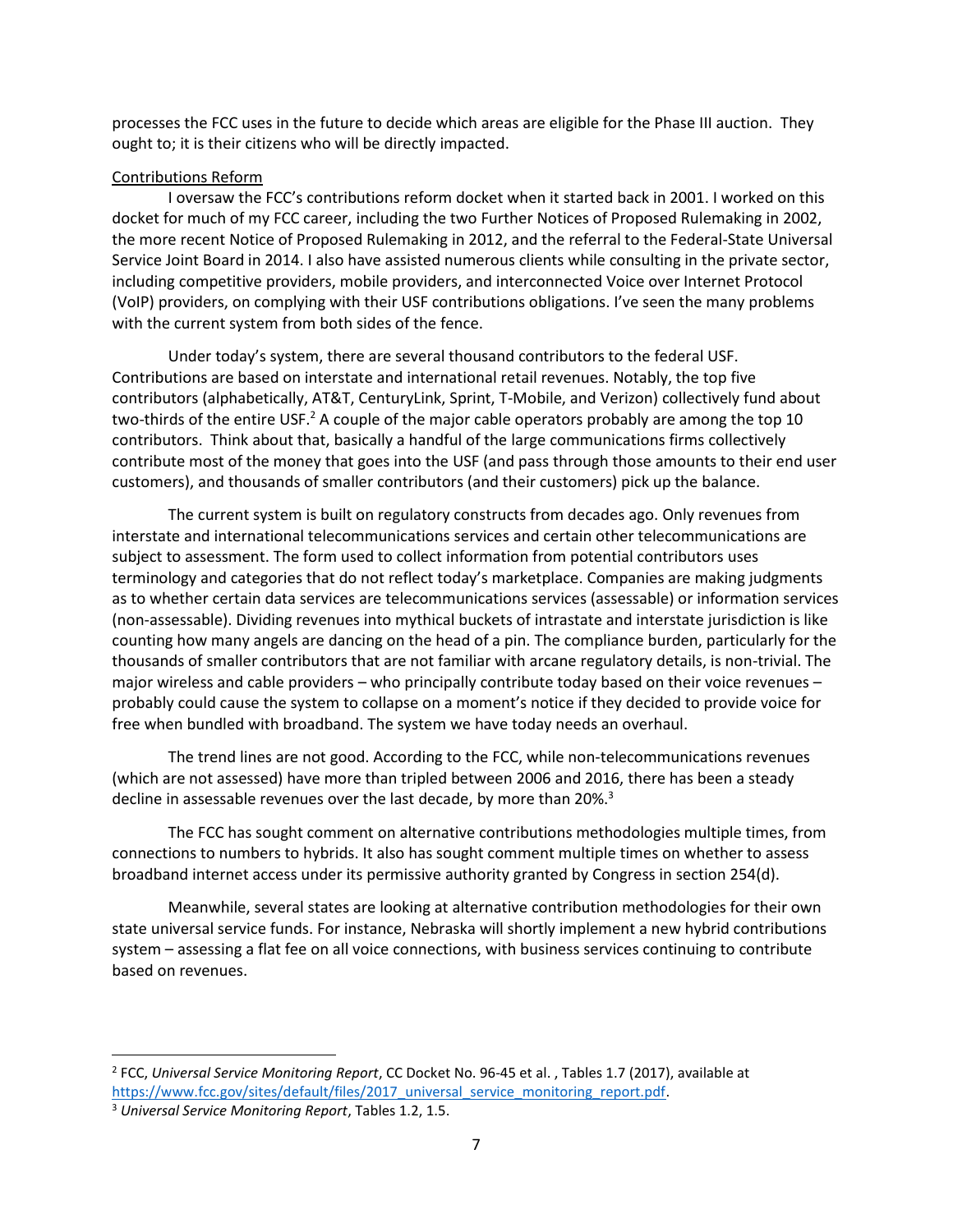processes the FCC uses in the future to decide which areas are eligible for the Phase III auction. They ought to; it is their citizens who will be directly impacted.

Contributions Reform

I oversaw the FCC's contributions reform docket when it started back in 2001. I worked on this docket for much of my FCC career, including the two Further Notices of Proposed Rulemaking in 2002, the more recent Notice of Proposed Rulemaking in 2012, and the referral to the Federal-State Universal Service Joint Board in 2014. I also have assisted numerous clients while consulting in the private sector, including competitive providers, mobile providers, and interconnected Voice over Internet Protocol (VoIP) providers, on complying with their USF contributions obligations. I've seen the many problems with the current system from both sides of the fence.

Under today's system, there are several thousand contributors to the federal USF. Contributions are based on interstate and international retail revenues. Notably, the top five contributors (alphabetically, AT&T, CenturyLink, Sprint, T-Mobile, and Verizon) collectively fund about two-thirds of the entire USF.[2] A couple of the major cable operators probably are among the top 10 contributors. Think about that, basically a handful of the large communications firms collectively contribute most of the money that goes into the USF (and pass through those amounts to their end user customers), and thousands of smaller contributors (and their customers) pick up the balance.

The current system is built on regulatory constructs from decades ago. Only revenues from interstate and international telecommunications services and certain other telecommunications are subject to assessment. The form used to collect information from potential contributors uses terminology and categories that do not reflect today's marketplace. Companies are making judgments as to whether certain data services are telecommunications services (assessable) or information services (non-assessable). Dividing revenues into mythical buckets of intrastate and interstate jurisdiction is like counting how many angels are dancing on the head of a pin. The compliance burden, particularly for the thousands of smaller contributors that are not familiar with arcane regulatory details, is non-trivial. The major wireless and cable providers – who principally contribute today based on their voice revenues – probably could cause the system to collapse on a moment's notice if they decided to provide voice for free when bundled with broadband. The system we have today needs an overhaul.

The trend lines are not good. According to the FCC, while non-telecommunications revenues (which are not assessed) have more than tripled between 2006 and 2016, there has been a steady decline in assessable revenues over the last decade, by more than 20%.[3]

The FCC has sought comment on alternative contributions methodologies multiple times, from connections to numbers to hybrids. It also has sought comment multiple times on whether to assess broadband internet access under its permissive authority granted by Congress in section 254(d).

Meanwhile, several states are looking at alternative contribution methodologies for their own state universal service funds. For instance, Nebraska will shortly implement a new hybrid contributions system – assessing a flat fee on all voice connections, with business services continuing to contribute based on revenues.

---

[2] FCC, *Universal Service Monitoring Report*, CC Docket No. 96-45 et al. , Tables 1.7 (2017), available at https://www.fcc.gov/sites/default/files/2017_universal_service_monitoring_report.pdf.

[3] *Universal Service Monitoring Report*, Tables 1.2, 1.5.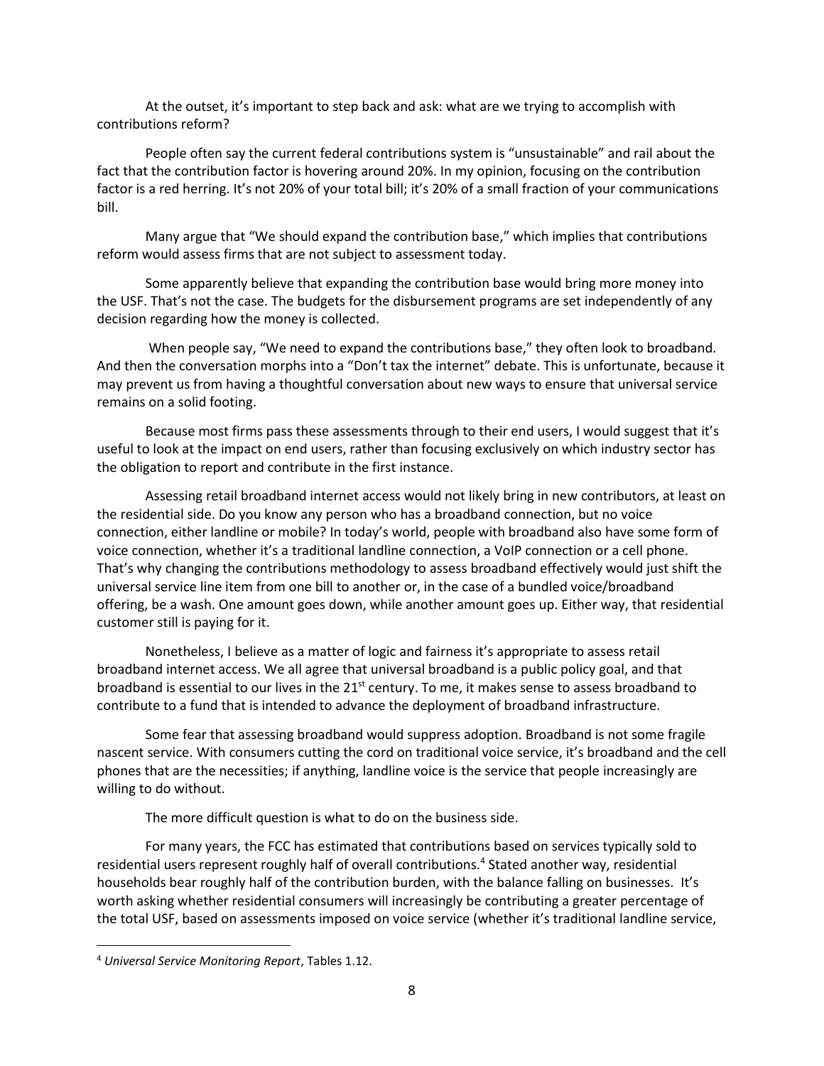At the outset, it's important to step back and ask: what are we trying to accomplish with contributions reform?

People often say the current federal contributions system is "unsustainable" and rail about the fact that the contribution factor is hovering around 20%. In my opinion, focusing on the contribution factor is a red herring. It's not 20% of your total bill; it's 20% of a small fraction of your communications bill.

Many argue that "We should expand the contribution base," which implies that contributions reform would assess firms that are not subject to assessment today.

Some apparently believe that expanding the contribution base would bring more money into the USF. That's not the case. The budgets for the disbursement programs are set independently of any decision regarding how the money is collected.

When people say, "We need to expand the contributions base," they often look to broadband. And then the conversation morphs into a "Don't tax the internet" debate. This is unfortunate, because it may prevent us from having a thoughtful conversation about new ways to ensure that universal service remains on a solid footing.

Because most firms pass these assessments through to their end users, I would suggest that it's useful to look at the impact on end users, rather than focusing exclusively on which industry sector has the obligation to report and contribute in the first instance.

Assessing retail broadband internet access would not likely bring in new contributors, at least on the residential side. Do you know any person who has a broadband connection, but no voice connection, either landline or mobile? In today's world, people with broadband also have some form of voice connection, whether it's a traditional landline connection, a VoIP connection or a cell phone. That's why changing the contributions methodology to assess broadband effectively would just shift the universal service line item from one bill to another or, in the case of a bundled voice/broadband offering, be a wash. One amount goes down, while another amount goes up. Either way, that residential customer still is paying for it.

Nonetheless, I believe as a matter of logic and fairness it's appropriate to assess retail broadband internet access. We all agree that universal broadband is a public policy goal, and that broadband is essential to our lives in the 21st century. To me, it makes sense to assess broadband to contribute to a fund that is intended to advance the deployment of broadband infrastructure.

Some fear that assessing broadband would suppress adoption. Broadband is not some fragile nascent service. With consumers cutting the cord on traditional voice service, it's broadband and the cell phones that are the necessities; if anything, landline voice is the service that people increasingly are willing to do without.

The more difficult question is what to do on the business side.

For many years, the FCC has estimated that contributions based on services typically sold to residential users represent roughly half of overall contributions.[4] Stated another way, residential households bear roughly half of the contribution burden, with the balance falling on businesses. It's worth asking whether residential consumers will increasingly be contributing a greater percentage of the total USF, based on assessments imposed on voice service (whether it's traditional landline service,

---

[4] *Universal Service Monitoring Report*, Tables 1.12.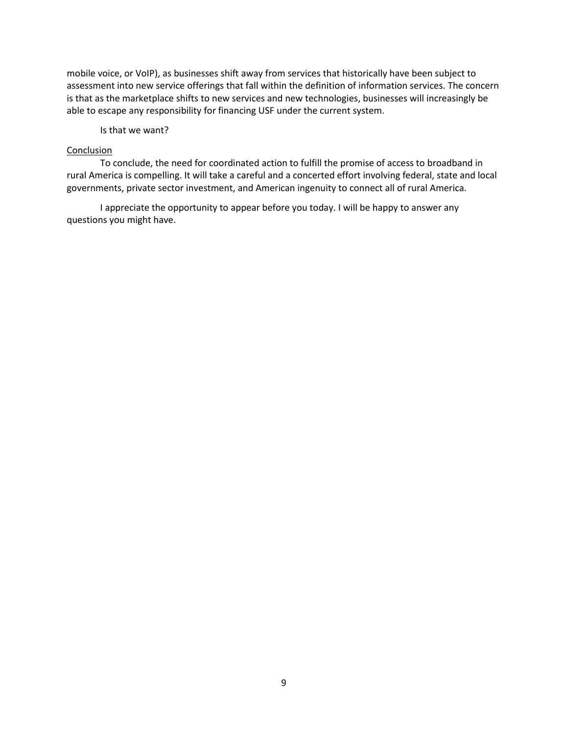mobile voice, or VoIP), as businesses shift away from services that historically have been subject to assessment into new service offerings that fall within the definition of information services. The concern is that as the marketplace shifts to new services and new technologies, businesses will increasingly be able to escape any responsibility for financing USF under the current system.

Is that we want?

<u>Conclusion</u>

To conclude, the need for coordinated action to fulfill the promise of access to broadband in rural America is compelling. It will take a careful and a concerted effort involving federal, state and local governments, private sector investment, and American ingenuity to connect all of rural America.

I appreciate the opportunity to appear before you today. I will be happy to answer any questions you might have.